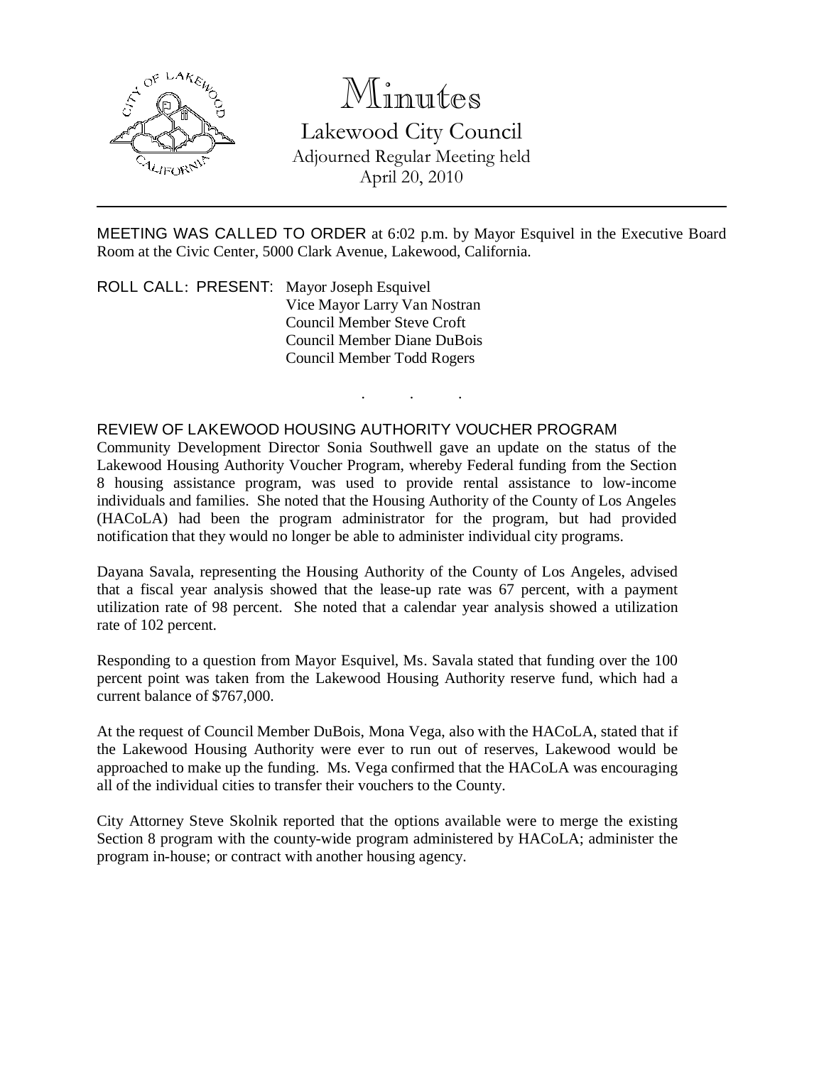# Minutes

## Lakewood City Council

Adjourned Regular Meeting held
April 20, 2010

MEETING WAS CALLED TO ORDER at 6:02 p.m. by Mayor Esquivel in the Executive Board Room at the Civic Center, 5000 Clark Avenue, Lakewood, California.

ROLL CALL: PRESENT: Mayor Joseph Esquivel
Vice Mayor Larry Van Nostran
Council Member Steve Croft
Council Member Diane DuBois
Council Member Todd Rogers

. . .

REVIEW OF LAKEWOOD HOUSING AUTHORITY VOUCHER PROGRAM

Community Development Director Sonia Southwell gave an update on the status of the Lakewood Housing Authority Voucher Program, whereby Federal funding from the Section 8 housing assistance program, was used to provide rental assistance to low-income individuals and families. She noted that the Housing Authority of the County of Los Angeles (HACoLA) had been the program administrator for the program, but had provided notification that they would no longer be able to administer individual city programs.

Dayana Savala, representing the Housing Authority of the County of Los Angeles, advised that a fiscal year analysis showed that the lease-up rate was 67 percent, with a payment utilization rate of 98 percent. She noted that a calendar year analysis showed a utilization rate of 102 percent.

Responding to a question from Mayor Esquivel, Ms. Savala stated that funding over the 100 percent point was taken from the Lakewood Housing Authority reserve fund, which had a current balance of $767,000.

At the request of Council Member DuBois, Mona Vega, also with the HACoLA, stated that if the Lakewood Housing Authority were ever to run out of reserves, Lakewood would be approached to make up the funding. Ms. Vega confirmed that the HACoLA was encouraging all of the individual cities to transfer their vouchers to the County.

City Attorney Steve Skolnik reported that the options available were to merge the existing Section 8 program with the county-wide program administered by HACoLA; administer the program in-house; or contract with another housing agency.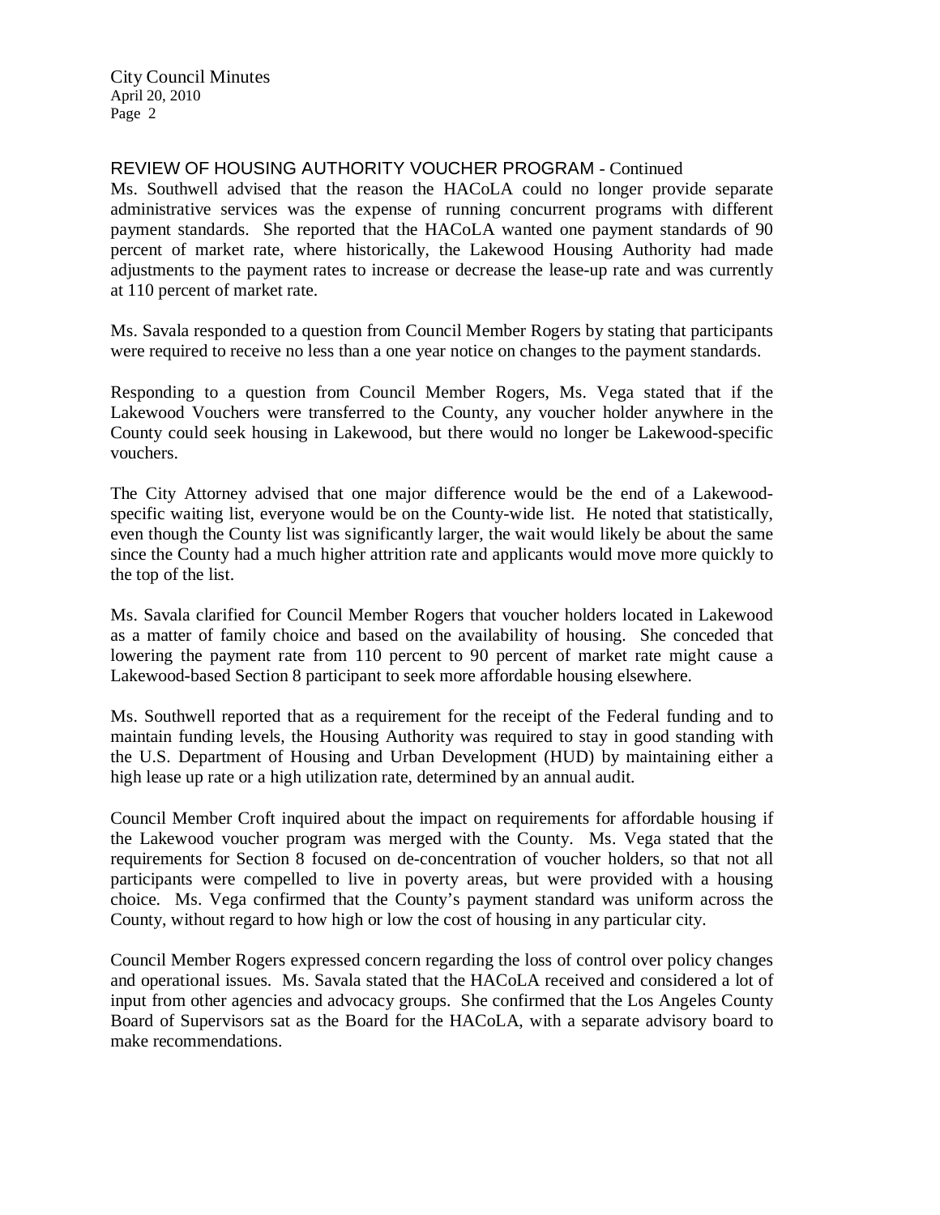## REVIEW OF HOUSING AUTHORITY VOUCHER PROGRAM - Continued

Ms. Southwell advised that the reason the HACoLA could no longer provide separate administrative services was the expense of running concurrent programs with different payment standards. She reported that the HACoLA wanted one payment standards of 90 percent of market rate, where historically, the Lakewood Housing Authority had made adjustments to the payment rates to increase or decrease the lease-up rate and was currently at 110 percent of market rate.

Ms. Savala responded to a question from Council Member Rogers by stating that participants were required to receive no less than a one year notice on changes to the payment standards.

Responding to a question from Council Member Rogers, Ms. Vega stated that if the Lakewood Vouchers were transferred to the County, any voucher holder anywhere in the County could seek housing in Lakewood, but there would no longer be Lakewood-specific vouchers.

The City Attorney advised that one major difference would be the end of a Lakewood-specific waiting list, everyone would be on the County-wide list. He noted that statistically, even though the County list was significantly larger, the wait would likely be about the same since the County had a much higher attrition rate and applicants would move more quickly to the top of the list.

Ms. Savala clarified for Council Member Rogers that voucher holders located in Lakewood as a matter of family choice and based on the availability of housing. She conceded that lowering the payment rate from 110 percent to 90 percent of market rate might cause a Lakewood-based Section 8 participant to seek more affordable housing elsewhere.

Ms. Southwell reported that as a requirement for the receipt of the Federal funding and to maintain funding levels, the Housing Authority was required to stay in good standing with the U.S. Department of Housing and Urban Development (HUD) by maintaining either a high lease up rate or a high utilization rate, determined by an annual audit.

Council Member Croft inquired about the impact on requirements for affordable housing if the Lakewood voucher program was merged with the County. Ms. Vega stated that the requirements for Section 8 focused on de-concentration of voucher holders, so that not all participants were compelled to live in poverty areas, but were provided with a housing choice. Ms. Vega confirmed that the County's payment standard was uniform across the County, without regard to how high or low the cost of housing in any particular city.

Council Member Rogers expressed concern regarding the loss of control over policy changes and operational issues. Ms. Savala stated that the HACoLA received and considered a lot of input from other agencies and advocacy groups. She confirmed that the Los Angeles County Board of Supervisors sat as the Board for the HACoLA, with a separate advisory board to make recommendations.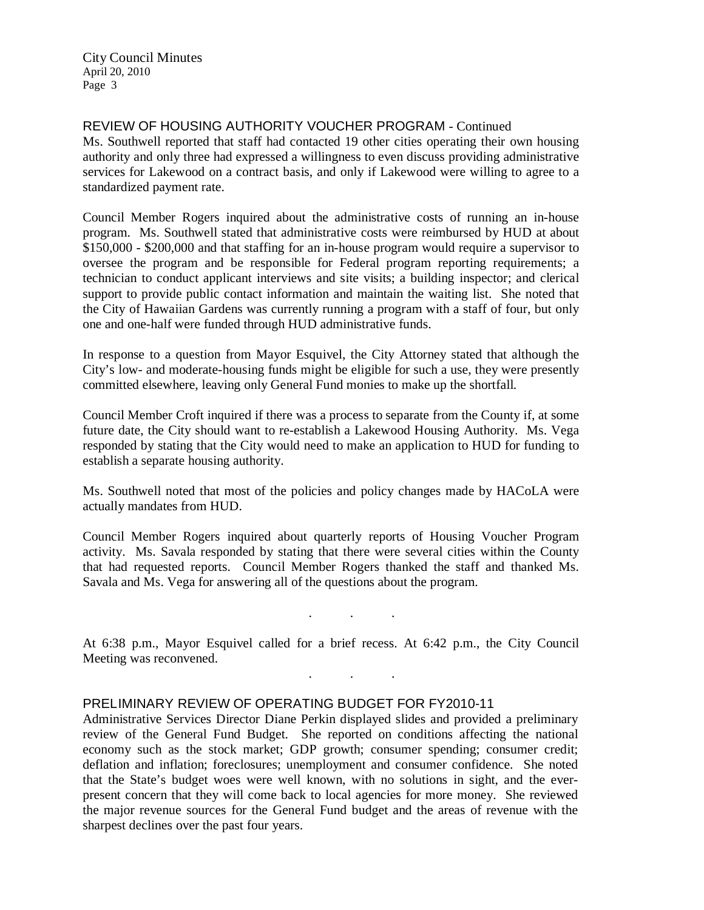## REVIEW OF HOUSING AUTHORITY VOUCHER PROGRAM - Continued

Ms. Southwell reported that staff had contacted 19 other cities operating their own housing authority and only three had expressed a willingness to even discuss providing administrative services for Lakewood on a contract basis, and only if Lakewood were willing to agree to a standardized payment rate.

Council Member Rogers inquired about the administrative costs of running an in-house program. Ms. Southwell stated that administrative costs were reimbursed by HUD at about $150,000 - $200,000 and that staffing for an in-house program would require a supervisor to oversee the program and be responsible for Federal program reporting requirements; a technician to conduct applicant interviews and site visits; a building inspector; and clerical support to provide public contact information and maintain the waiting list. She noted that the City of Hawaiian Gardens was currently running a program with a staff of four, but only one and one-half were funded through HUD administrative funds.

In response to a question from Mayor Esquivel, the City Attorney stated that although the City's low- and moderate-housing funds might be eligible for such a use, they were presently committed elsewhere, leaving only General Fund monies to make up the shortfall.

Council Member Croft inquired if there was a process to separate from the County if, at some future date, the City should want to re-establish a Lakewood Housing Authority. Ms. Vega responded by stating that the City would need to make an application to HUD for funding to establish a separate housing authority.

Ms. Southwell noted that most of the policies and policy changes made by HACoLA were actually mandates from HUD.

Council Member Rogers inquired about quarterly reports of Housing Voucher Program activity. Ms. Savala responded by stating that there were several cities within the County that had requested reports. Council Member Rogers thanked the staff and thanked Ms. Savala and Ms. Vega for answering all of the questions about the program.

. . .

At 6:38 p.m., Mayor Esquivel called for a brief recess. At 6:42 p.m., the City Council Meeting was reconvened.

. . .

## PRELIMINARY REVIEW OF OPERATING BUDGET FOR FY2010-11

Administrative Services Director Diane Perkin displayed slides and provided a preliminary review of the General Fund Budget. She reported on conditions affecting the national economy such as the stock market; GDP growth; consumer spending; consumer credit; deflation and inflation; foreclosures; unemployment and consumer confidence. She noted that the State's budget woes were well known, with no solutions in sight, and the ever-present concern that they will come back to local agencies for more money. She reviewed the major revenue sources for the General Fund budget and the areas of revenue with the sharpest declines over the past four years.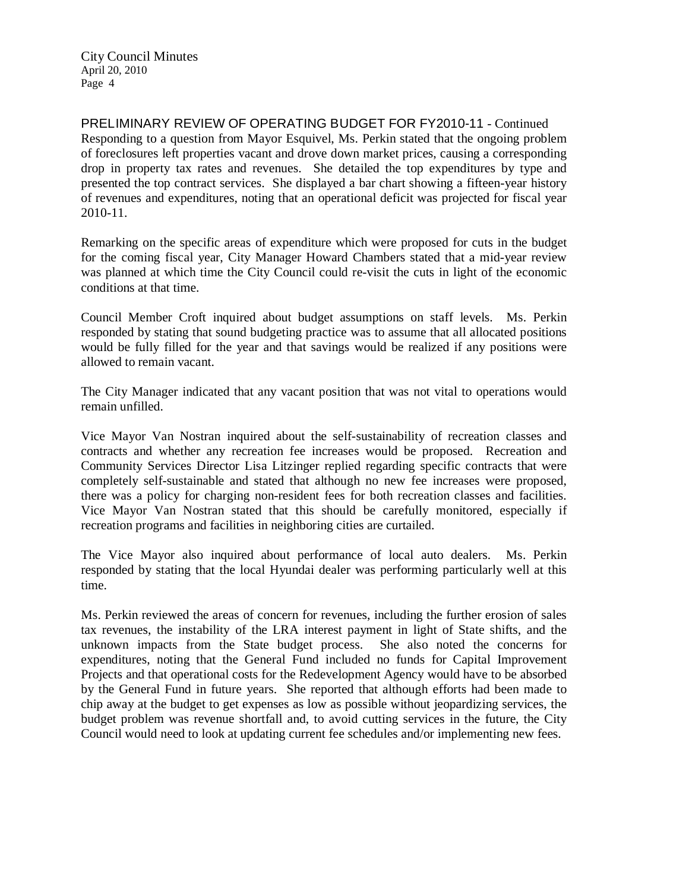PRELIMINARY REVIEW OF OPERATING BUDGET FOR FY2010-11 - Continued

Responding to a question from Mayor Esquivel, Ms. Perkin stated that the ongoing problem of foreclosures left properties vacant and drove down market prices, causing a corresponding drop in property tax rates and revenues. She detailed the top expenditures by type and presented the top contract services. She displayed a bar chart showing a fifteen-year history of revenues and expenditures, noting that an operational deficit was projected for fiscal year 2010-11.

Remarking on the specific areas of expenditure which were proposed for cuts in the budget for the coming fiscal year, City Manager Howard Chambers stated that a mid-year review was planned at which time the City Council could re-visit the cuts in light of the economic conditions at that time.

Council Member Croft inquired about budget assumptions on staff levels. Ms. Perkin responded by stating that sound budgeting practice was to assume that all allocated positions would be fully filled for the year and that savings would be realized if any positions were allowed to remain vacant.

The City Manager indicated that any vacant position that was not vital to operations would remain unfilled.

Vice Mayor Van Nostran inquired about the self-sustainability of recreation classes and contracts and whether any recreation fee increases would be proposed. Recreation and Community Services Director Lisa Litzinger replied regarding specific contracts that were completely self-sustainable and stated that although no new fee increases were proposed, there was a policy for charging non-resident fees for both recreation classes and facilities. Vice Mayor Van Nostran stated that this should be carefully monitored, especially if recreation programs and facilities in neighboring cities are curtailed.

The Vice Mayor also inquired about performance of local auto dealers. Ms. Perkin responded by stating that the local Hyundai dealer was performing particularly well at this time.

Ms. Perkin reviewed the areas of concern for revenues, including the further erosion of sales tax revenues, the instability of the LRA interest payment in light of State shifts, and the unknown impacts from the State budget process. She also noted the concerns for expenditures, noting that the General Fund included no funds for Capital Improvement Projects and that operational costs for the Redevelopment Agency would have to be absorbed by the General Fund in future years. She reported that although efforts had been made to chip away at the budget to get expenses as low as possible without jeopardizing services, the budget problem was revenue shortfall and, to avoid cutting services in the future, the City Council would need to look at updating current fee schedules and/or implementing new fees.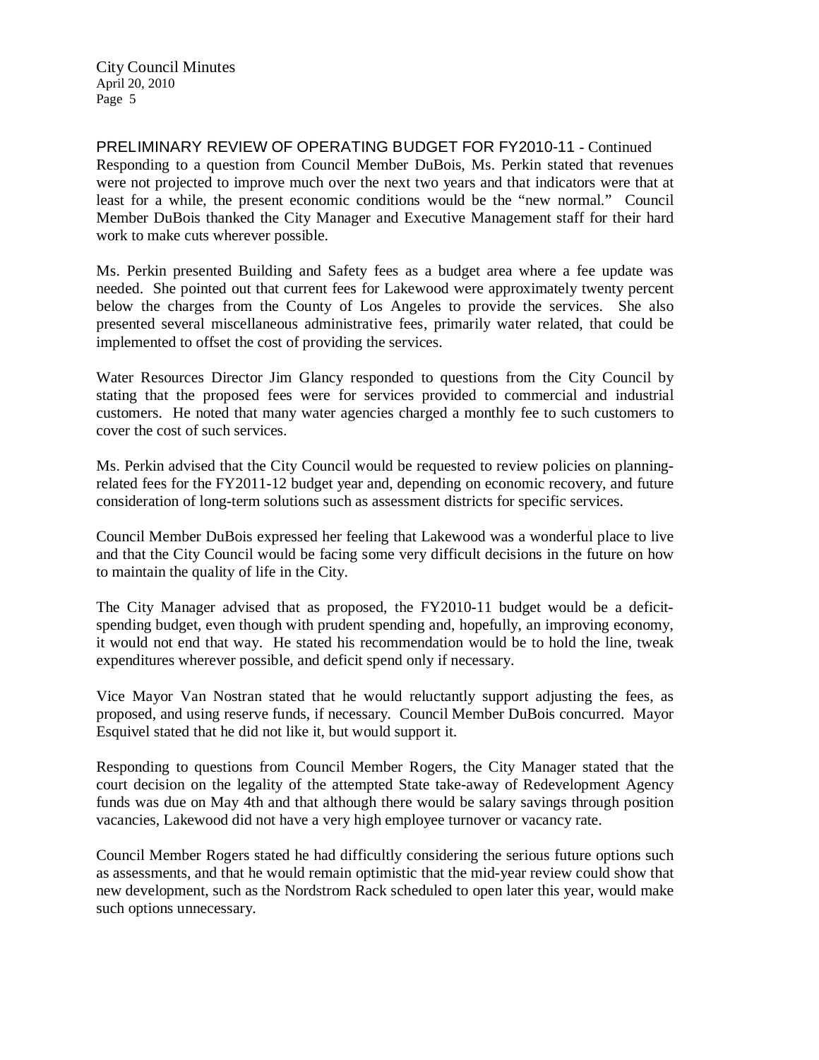PRELIMINARY REVIEW OF OPERATING BUDGET FOR FY2010-11 - Continued

Responding to a question from Council Member DuBois, Ms. Perkin stated that revenues were not projected to improve much over the next two years and that indicators were that at least for a while, the present economic conditions would be the "new normal." Council Member DuBois thanked the City Manager and Executive Management staff for their hard work to make cuts wherever possible.

Ms. Perkin presented Building and Safety fees as a budget area where a fee update was needed. She pointed out that current fees for Lakewood were approximately twenty percent below the charges from the County of Los Angeles to provide the services. She also presented several miscellaneous administrative fees, primarily water related, that could be implemented to offset the cost of providing the services.

Water Resources Director Jim Glancy responded to questions from the City Council by stating that the proposed fees were for services provided to commercial and industrial customers. He noted that many water agencies charged a monthly fee to such customers to cover the cost of such services.

Ms. Perkin advised that the City Council would be requested to review policies on planning-related fees for the FY2011-12 budget year and, depending on economic recovery, and future consideration of long-term solutions such as assessment districts for specific services.

Council Member DuBois expressed her feeling that Lakewood was a wonderful place to live and that the City Council would be facing some very difficult decisions in the future on how to maintain the quality of life in the City.

The City Manager advised that as proposed, the FY2010-11 budget would be a deficit-spending budget, even though with prudent spending and, hopefully, an improving economy, it would not end that way. He stated his recommendation would be to hold the line, tweak expenditures wherever possible, and deficit spend only if necessary.

Vice Mayor Van Nostran stated that he would reluctantly support adjusting the fees, as proposed, and using reserve funds, if necessary. Council Member DuBois concurred. Mayor Esquivel stated that he did not like it, but would support it.

Responding to questions from Council Member Rogers, the City Manager stated that the court decision on the legality of the attempted State take-away of Redevelopment Agency funds was due on May 4th and that although there would be salary savings through position vacancies, Lakewood did not have a very high employee turnover or vacancy rate.

Council Member Rogers stated he had difficultly considering the serious future options such as assessments, and that he would remain optimistic that the mid-year review could show that new development, such as the Nordstrom Rack scheduled to open later this year, would make such options unnecessary.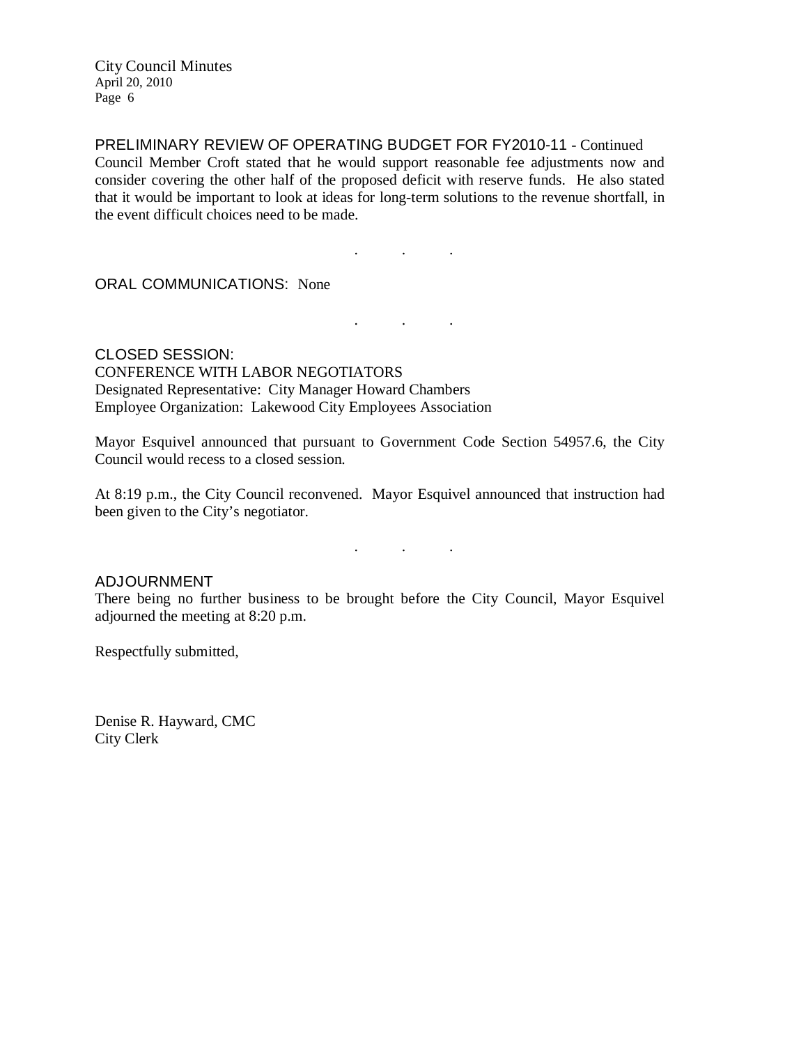PRELIMINARY REVIEW OF OPERATING BUDGET FOR FY2010-11 - Continued

Council Member Croft stated that he would support reasonable fee adjustments now and consider covering the other half of the proposed deficit with reserve funds. He also stated that it would be important to look at ideas for long-term solutions to the revenue shortfall, in the event difficult choices need to be made.

. . .

ORAL COMMUNICATIONS: None

. . .

CLOSED SESSION:
CONFERENCE WITH LABOR NEGOTIATORS
Designated Representative: City Manager Howard Chambers
Employee Organization: Lakewood City Employees Association

Mayor Esquivel announced that pursuant to Government Code Section 54957.6, the City Council would recess to a closed session.

At 8:19 p.m., the City Council reconvened. Mayor Esquivel announced that instruction had been given to the City's negotiator.

. . .

ADJOURNMENT

There being no further business to be brought before the City Council, Mayor Esquivel adjourned the meeting at 8:20 p.m.

Respectfully submitted,

Denise R. Hayward, CMC
City Clerk